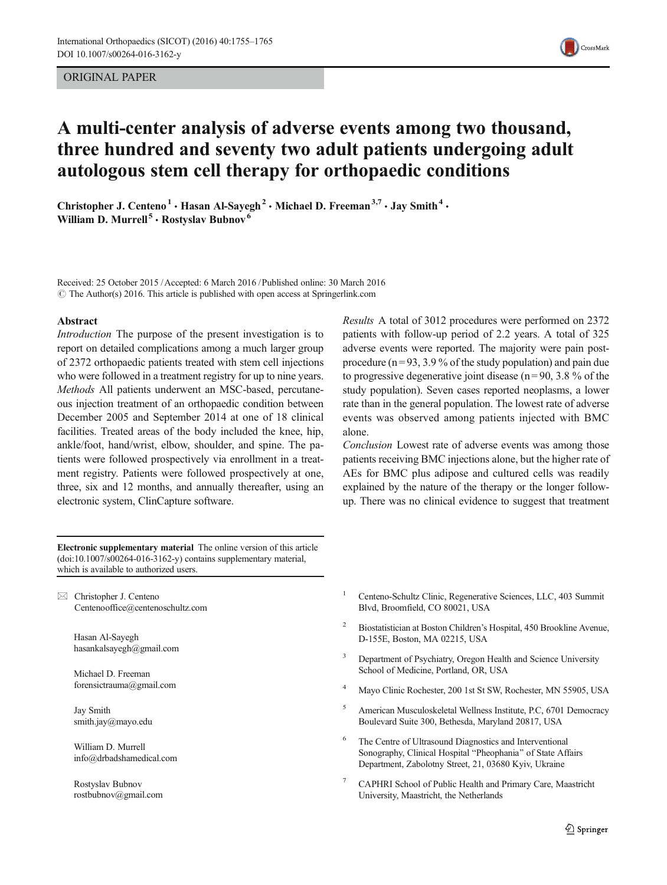ORIGINAL PAPER

# A multi-center analysis of adverse events among two thousand, three hundred and seventy two adult patients undergoing adult autologous stem cell therapy for orthopaedic conditions

**Christopher J. Centeno[1] · Hasan Al-Sayegh[2] · Michael D. Freeman[3,7] · Jay Smith[4] · William D. Murrell[5] · Rostyslav Bubnov[6]**

Received: 25 October 2015 / Accepted: 6 March 2016 / Published online: 30 March 2016
© The Author(s) 2016. This article is published with open access at Springerlink.com

## Abstract

*Introduction* The purpose of the present investigation is to report on detailed complications among a much larger group of 2372 orthopaedic patients treated with stem cell injections who were followed in a treatment registry for up to nine years.

*Methods* All patients underwent an MSC-based, percutaneous injection treatment of an orthopaedic condition between December 2005 and September 2014 at one of 18 clinical facilities. Treated areas of the body included the knee, hip, ankle/foot, hand/wrist, elbow, shoulder, and spine. The patients were followed prospectively via enrollment in a treatment registry. Patients were followed prospectively at one, three, six and 12 months, and annually thereafter, using an electronic system, ClinCapture software.

*Results* A total of 3012 procedures were performed on 2372 patients with follow-up period of 2.2 years. A total of 325 adverse events were reported. The majority were pain post-procedure (n = 93, 3.9 % of the study population) and pain due to progressive degenerative joint disease (n = 90, 3.8 % of the study population). Seven cases reported neoplasms, a lower rate than in the general population. The lowest rate of adverse events was observed among patients injected with BMC alone.

*Conclusion* Lowest rate of adverse events was among those patients receiving BMC injections alone, but the higher rate of AEs for BMC plus adipose and cultured cells was readily explained by the nature of the therapy or the longer follow-up. There was no clinical evidence to suggest that treatment

**Electronic supplementary material** The online version of this article (doi:10.1007/s00264-016-3162-y) contains supplementary material, which is available to authorized users.

✉ Christopher J. Centeno
Centenooffice@centenoschultz.com

Hasan Al-Sayegh
hasankalsayegh@gmail.com

Michael D. Freeman
forensictrauma@gmail.com

Jay Smith
smith.jay@mayo.edu

William D. Murrell
info@drbadshamedical.com

Rostyslav Bubnov
rostbubnov@gmail.com

1 Centeno-Schultz Clinic, Regenerative Sciences, LLC, 403 Summit Blvd, Broomfield, CO 80021, USA

2 Biostatistician at Boston Children's Hospital, 450 Brookline Avenue, D-155E, Boston, MA 02215, USA

3 Department of Psychiatry, Oregon Health and Science University School of Medicine, Portland, OR, USA

4 Mayo Clinic Rochester, 200 1st St SW, Rochester, MN 55905, USA

5 American Musculoskeletal Wellness Institute, P.C, 6701 Democracy Boulevard Suite 300, Bethesda, Maryland 20817, USA

6 The Centre of Ultrasound Diagnostics and Interventional Sonography, Clinical Hospital "Pheophania" of State Affairs Department, Zabolotny Street, 21, 03680 Kyiv, Ukraine

7 CAPHRI School of Public Health and Primary Care, Maastricht University, Maastricht, the Netherlands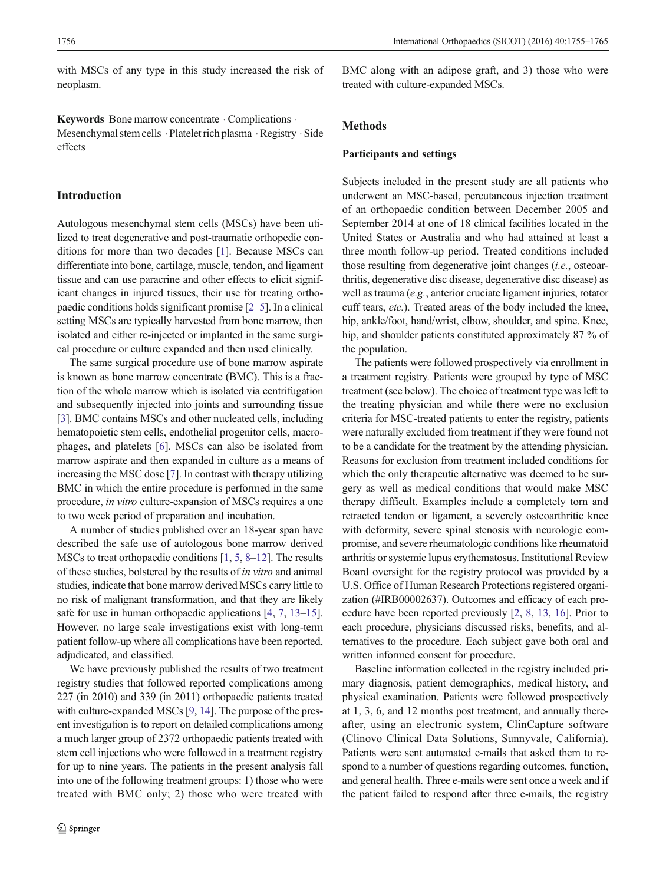with MSCs of any type in this study increased the risk of neoplasm.

**Keywords** Bone marrow concentrate · Complications · Mesenchymal stem cells · Platelet rich plasma · Registry · Side effects

## Introduction

Autologous mesenchymal stem cells (MSCs) have been utilized to treat degenerative and post-traumatic orthopedic conditions for more than two decades [1]. Because MSCs can differentiate into bone, cartilage, muscle, tendon, and ligament tissue and can use paracrine and other effects to elicit significant changes in injured tissues, their use for treating orthopaedic conditions holds significant promise [2–5]. In a clinical setting MSCs are typically harvested from bone marrow, then isolated and either re-injected or implanted in the same surgical procedure or culture expanded and then used clinically.

The same surgical procedure use of bone marrow aspirate is known as bone marrow concentrate (BMC). This is a fraction of the whole marrow which is isolated via centrifugation and subsequently injected into joints and surrounding tissue [3]. BMC contains MSCs and other nucleated cells, including hematopoietic stem cells, endothelial progenitor cells, macrophages, and platelets [6]. MSCs can also be isolated from marrow aspirate and then expanded in culture as a means of increasing the MSC dose [7]. In contrast with therapy utilizing BMC in which the entire procedure is performed in the same procedure, *in vitro* culture-expansion of MSCs requires a one to two week period of preparation and incubation.

A number of studies published over an 18-year span have described the safe use of autologous bone marrow derived MSCs to treat orthopaedic conditions [1, 5, 8–12]. The results of these studies, bolstered by the results of *in vitro* and animal studies, indicate that bone marrow derived MSCs carry little to no risk of malignant transformation, and that they are likely safe for use in human orthopaedic applications [4, 7, 13–15]. However, no large scale investigations exist with long-term patient follow-up where all complications have been reported, adjudicated, and classified.

We have previously published the results of two treatment registry studies that followed reported complications among 227 (in 2010) and 339 (in 2011) orthopaedic patients treated with culture-expanded MSCs [9, 14]. The purpose of the present investigation is to report on detailed complications among a much larger group of 2372 orthopaedic patients treated with stem cell injections who were followed in a treatment registry for up to nine years. The patients in the present analysis fall into one of the following treatment groups: 1) those who were treated with BMC only; 2) those who were treated with BMC along with an adipose graft, and 3) those who were treated with culture-expanded MSCs.

## Methods

### Participants and settings

Subjects included in the present study are all patients who underwent an MSC-based, percutaneous injection treatment of an orthopaedic condition between December 2005 and September 2014 at one of 18 clinical facilities located in the United States or Australia and who had attained at least a three month follow-up period. Treated conditions included those resulting from degenerative joint changes (*i.e.*, osteoarthritis, degenerative disc disease, degenerative disc disease) as well as trauma (*e.g.*, anterior cruciate ligament injuries, rotator cuff tears, *etc.*). Treated areas of the body included the knee, hip, ankle/foot, hand/wrist, elbow, shoulder, and spine. Knee, hip, and shoulder patients constituted approximately 87 % of the population.

The patients were followed prospectively via enrollment in a treatment registry. Patients were grouped by type of MSC treatment (see below). The choice of treatment type was left to the treating physician and while there were no exclusion criteria for MSC-treated patients to enter the registry, patients were naturally excluded from treatment if they were found not to be a candidate for the treatment by the attending physician. Reasons for exclusion from treatment included conditions for which the only therapeutic alternative was deemed to be surgery as well as medical conditions that would make MSC therapy difficult. Examples include a completely torn and retracted tendon or ligament, a severely osteoarthritic knee with deformity, severe spinal stenosis with neurologic compromise, and severe rheumatologic conditions like rheumatoid arthritis or systemic lupus erythematosus. Institutional Review Board oversight for the registry protocol was provided by a U.S. Office of Human Research Protections registered organization (#IRB00002637). Outcomes and efficacy of each procedure have been reported previously [2, 8, 13, 16]. Prior to each procedure, physicians discussed risks, benefits, and alternatives to the procedure. Each subject gave both oral and written informed consent for procedure.

Baseline information collected in the registry included primary diagnosis, patient demographics, medical history, and physical examination. Patients were followed prospectively at 1, 3, 6, and 12 months post treatment, and annually thereafter, using an electronic system, ClinCapture software (Clinovo Clinical Data Solutions, Sunnyvale, California). Patients were sent automated e-mails that asked them to respond to a number of questions regarding outcomes, function, and general health. Three e-mails were sent once a week and if the patient failed to respond after three e-mails, the registry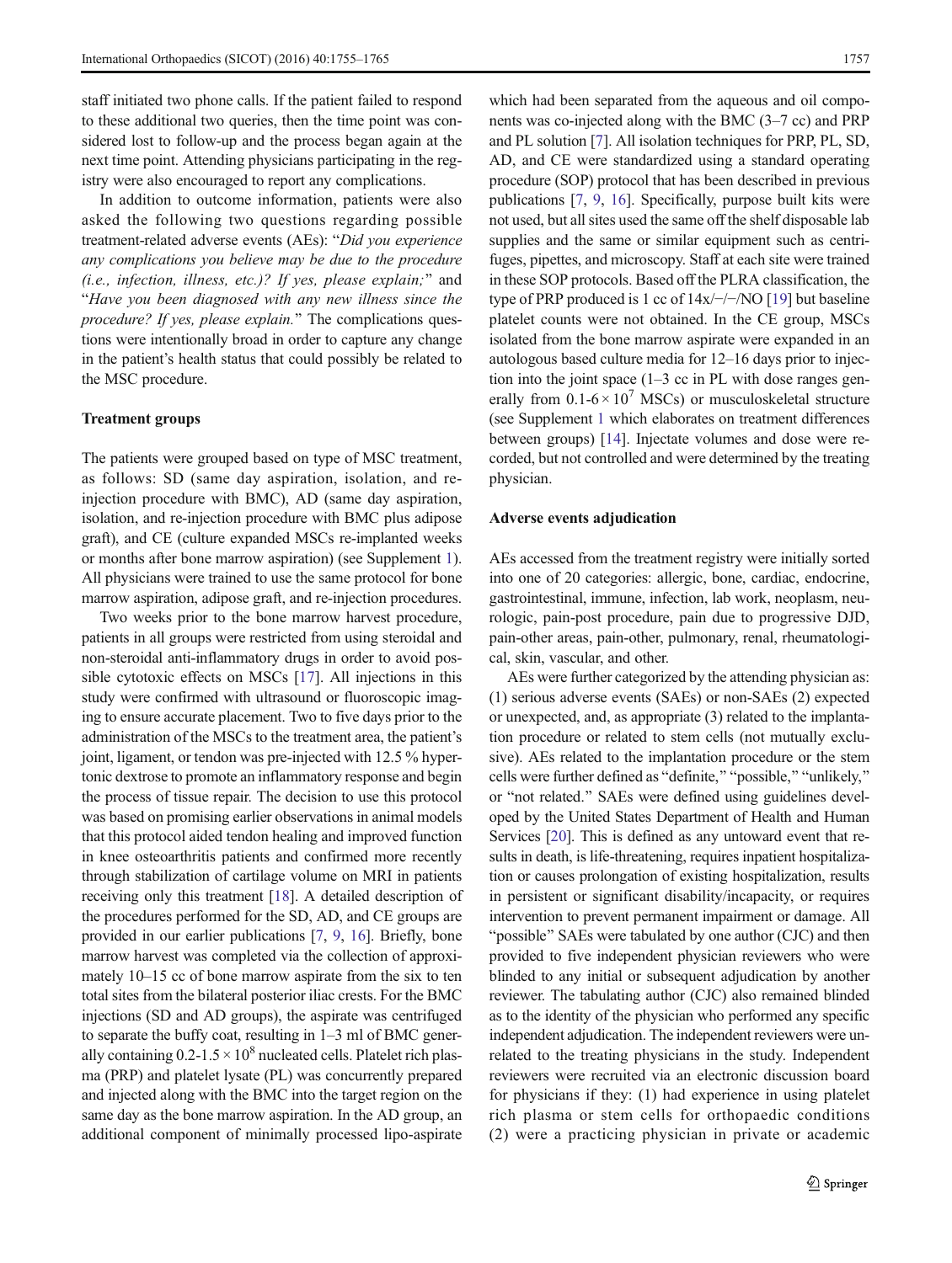staff initiated two phone calls. If the patient failed to respond to these additional two queries, then the time point was considered lost to follow-up and the process began again at the next time point. Attending physicians participating in the registry were also encouraged to report any complications.

In addition to outcome information, patients were also asked the following two questions regarding possible treatment-related adverse events (AEs): "*Did you experience any complications you believe may be due to the procedure (i.e., infection, illness, etc.)? If yes, please explain;*" and "*Have you been diagnosed with any new illness since the procedure? If yes, please explain.*" The complications questions were intentionally broad in order to capture any change in the patient's health status that could possibly be related to the MSC procedure.

### Treatment groups

The patients were grouped based on type of MSC treatment, as follows: SD (same day aspiration, isolation, and re-injection procedure with BMC), AD (same day aspiration, isolation, and re-injection procedure with BMC plus adipose graft), and CE (culture expanded MSCs re-implanted weeks or months after bone marrow aspiration) (see Supplement 1). All physicians were trained to use the same protocol for bone marrow aspiration, adipose graft, and re-injection procedures.

Two weeks prior to the bone marrow harvest procedure, patients in all groups were restricted from using steroidal and non-steroidal anti-inflammatory drugs in order to avoid possible cytotoxic effects on MSCs [17]. All injections in this study were confirmed with ultrasound or fluoroscopic imaging to ensure accurate placement. Two to five days prior to the administration of the MSCs to the treatment area, the patient's joint, ligament, or tendon was pre-injected with 12.5 % hypertonic dextrose to promote an inflammatory response and begin the process of tissue repair. The decision to use this protocol was based on promising earlier observations in animal models that this protocol aided tendon healing and improved function in knee osteoarthritis patients and confirmed more recently through stabilization of cartilage volume on MRI in patients receiving only this treatment [18]. A detailed description of the procedures performed for the SD, AD, and CE groups are provided in our earlier publications [7, 9, 16]. Briefly, bone marrow harvest was completed via the collection of approximately 10–15 cc of bone marrow aspirate from the six to ten total sites from the bilateral posterior iliac crests. For the BMC injections (SD and AD groups), the aspirate was centrifuged to separate the buffy coat, resulting in 1–3 ml of BMC generally containing $0.2\text{-}1.5 \times 10^8$ nucleated cells. Platelet rich plasma (PRP) and platelet lysate (PL) was concurrently prepared and injected along with the BMC into the target region on the same day as the bone marrow aspiration. In the AD group, an additional component of minimally processed lipo-aspirate which had been separated from the aqueous and oil components was co-injected along with the BMC (3–7 cc) and PRP and PL solution [7]. All isolation techniques for PRP, PL, SD, AD, and CE were standardized using a standard operating procedure (SOP) protocol that has been described in previous publications [7, 9, 16]. Specifically, purpose built kits were not used, but all sites used the same off the shelf disposable lab supplies and the same or similar equipment such as centrifuges, pipettes, and microscopy. Staff at each site were trained in these SOP protocols. Based off the PLRA classification, the type of PRP produced is 1 cc of 14x/−/−/NO [19] but baseline platelet counts were not obtained. In the CE group, MSCs isolated from the bone marrow aspirate were expanded in an autologous based culture media for 12–16 days prior to injection into the joint space (1–3 cc in PL with dose ranges generally from $0.1\text{-}6 \times 10^7$ MSCs) or musculoskeletal structure (see Supplement 1 which elaborates on treatment differences between groups) [14]. Injectate volumes and dose were recorded, but not controlled and were determined by the treating physician.

### Adverse events adjudication

AEs accessed from the treatment registry were initially sorted into one of 20 categories: allergic, bone, cardiac, endocrine, gastrointestinal, immune, infection, lab work, neoplasm, neurologic, pain-post procedure, pain due to progressive DJD, pain-other areas, pain-other, pulmonary, renal, rheumatological, skin, vascular, and other.

AEs were further categorized by the attending physician as: (1) serious adverse events (SAEs) or non-SAEs (2) expected or unexpected, and, as appropriate (3) related to the implantation procedure or related to stem cells (not mutually exclusive). AEs related to the implantation procedure or the stem cells were further defined as "definite," "possible," "unlikely," or "not related." SAEs were defined using guidelines developed by the United States Department of Health and Human Services [20]. This is defined as any untoward event that results in death, is life-threatening, requires inpatient hospitalization or causes prolongation of existing hospitalization, results in persistent or significant disability/incapacity, or requires intervention to prevent permanent impairment or damage. All "possible" SAEs were tabulated by one author (CJC) and then provided to five independent physician reviewers who were blinded to any initial or subsequent adjudication by another reviewer. The tabulating author (CJC) also remained blinded as to the identity of the physician who performed any specific independent adjudication. The independent reviewers were unrelated to the treating physicians in the study. Independent reviewers were recruited via an electronic discussion board for physicians if they: (1) had experience in using platelet rich plasma or stem cells for orthopaedic conditions (2) were a practicing physician in private or academic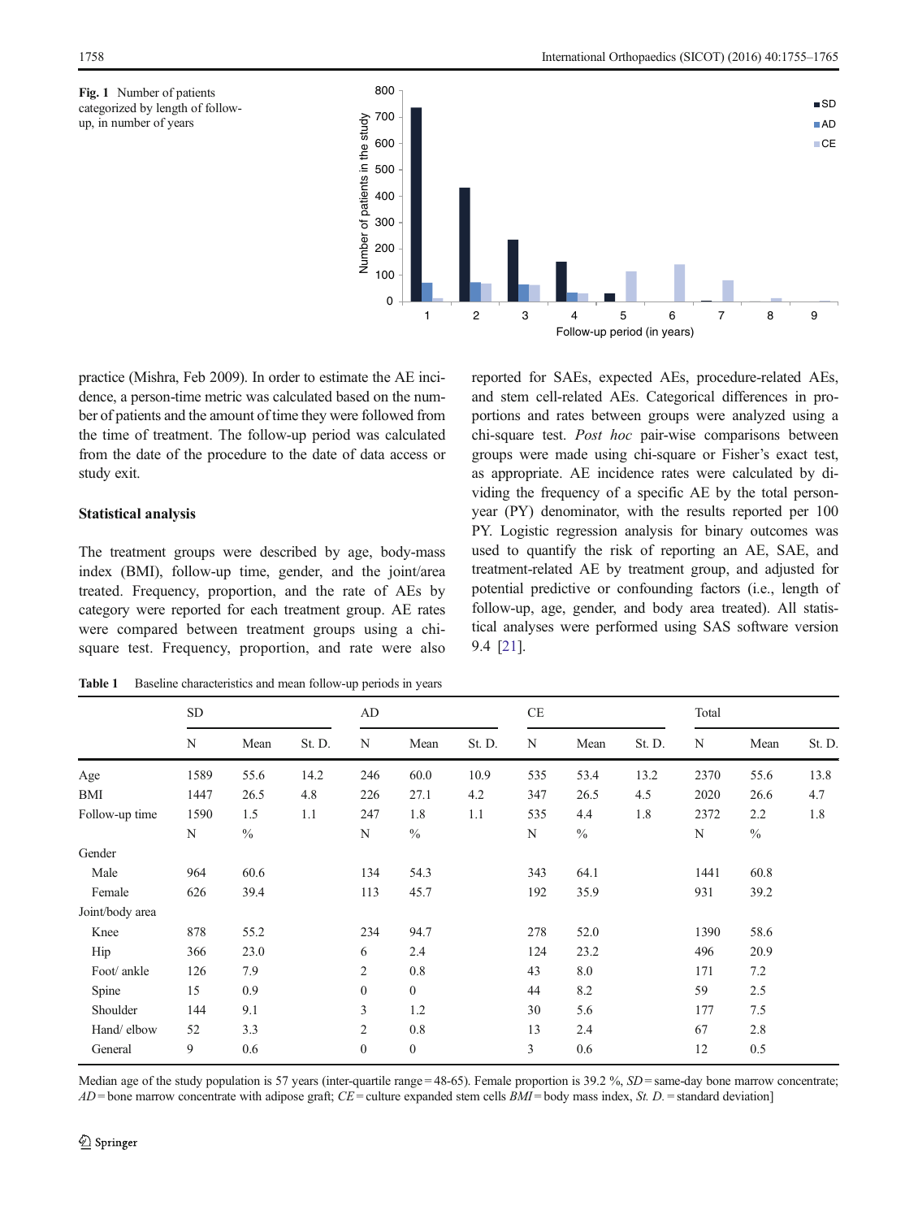**Fig. 1** Number of patients categorized by length of follow-up, in number of years

practice (Mishra, Feb 2009). In order to estimate the AE incidence, a person-time metric was calculated based on the number of patients and the amount of time they were followed from the time of treatment. The follow-up period was calculated from the date of the procedure to the date of data access or study exit.

### Statistical analysis

The treatment groups were described by age, body-mass index (BMI), follow-up time, gender, and the joint/area treated. Frequency, proportion, and the rate of AEs by category were reported for each treatment group. AE rates were compared between treatment groups using a chi-square test. Frequency, proportion, and rate were also reported for SAEs, expected AEs, procedure-related AEs, and stem cell-related AEs. Categorical differences in proportions and rates between groups were analyzed using a chi-square test. *Post hoc* pair-wise comparisons between groups were made using chi-square or Fisher's exact test, as appropriate. AE incidence rates were calculated by dividing the frequency of a specific AE by the total person-year (PY) denominator, with the results reported per 100 PY. Logistic regression analysis for binary outcomes was used to quantify the risk of reporting an AE, SAE, and treatment-related AE by treatment group, and adjusted for potential predictive or confounding factors (i.e., length of follow-up, age, gender, and body area treated). All statistical analyses were performed using SAS software version 9.4 [21].

**Table 1** Baseline characteristics and mean follow-up periods in years

| | SD | | | AD | | | CE | | | Total | | |
|---|---|---|---|---|---|---|---|---|---|---|---|---|
| | N | Mean | St. D. | N | Mean | St. D. | N | Mean | St. D. | N | Mean | St. D. |
| Age | 1589 | 55.6 | 14.2 | 246 | 60.0 | 10.9 | 535 | 53.4 | 13.2 | 2370 | 55.6 | 13.8 |
| BMI | 1447 | 26.5 | 4.8 | 226 | 27.1 | 4.2 | 347 | 26.5 | 4.5 | 2020 | 26.6 | 4.7 |
| Follow-up time | 1590 | 1.5 | 1.1 | 247 | 1.8 | 1.1 | 535 | 4.4 | 1.8 | 2372 | 2.2 | 1.8 |
| | N | % | | N | % | | N | % | | N | % | |
| Gender | | | | | | | | | | | | |
| Male | 964 | 60.6 | | 134 | 54.3 | | 343 | 64.1 | | 1441 | 60.8 | |
| Female | 626 | 39.4 | | 113 | 45.7 | | 192 | 35.9 | | 931 | 39.2 | |
| Joint/body area | | | | | | | | | | | | |
| Knee | 878 | 55.2 | | 234 | 94.7 | | 278 | 52.0 | | 1390 | 58.6 | |
| Hip | 366 | 23.0 | | 6 | 2.4 | | 124 | 23.2 | | 496 | 20.9 | |
| Foot/ ankle | 126 | 7.9 | | 2 | 0.8 | | 43 | 8.0 | | 171 | 7.2 | |
| Spine | 15 | 0.9 | | 0 | 0 | | 44 | 8.2 | | 59 | 2.5 | |
| Shoulder | 144 | 9.1 | | 3 | 1.2 | | 30 | 5.6 | | 177 | 7.5 | |
| Hand/ elbow | 52 | 3.3 | | 2 | 0.8 | | 13 | 2.4 | | 67 | 2.8 | |
| General | 9 | 0.6 | | 0 | 0 | | 3 | 0.6 | | 12 | 0.5 | |

Median age of the study population is 57 years (inter-quartile range = 48-65). Female proportion is 39.2 %, *SD* = same-day bone marrow concentrate; *AD* = bone marrow concentrate with adipose graft; *CE* = culture expanded stem cells *BMI* = body mass index, *St. D.* = standard deviation]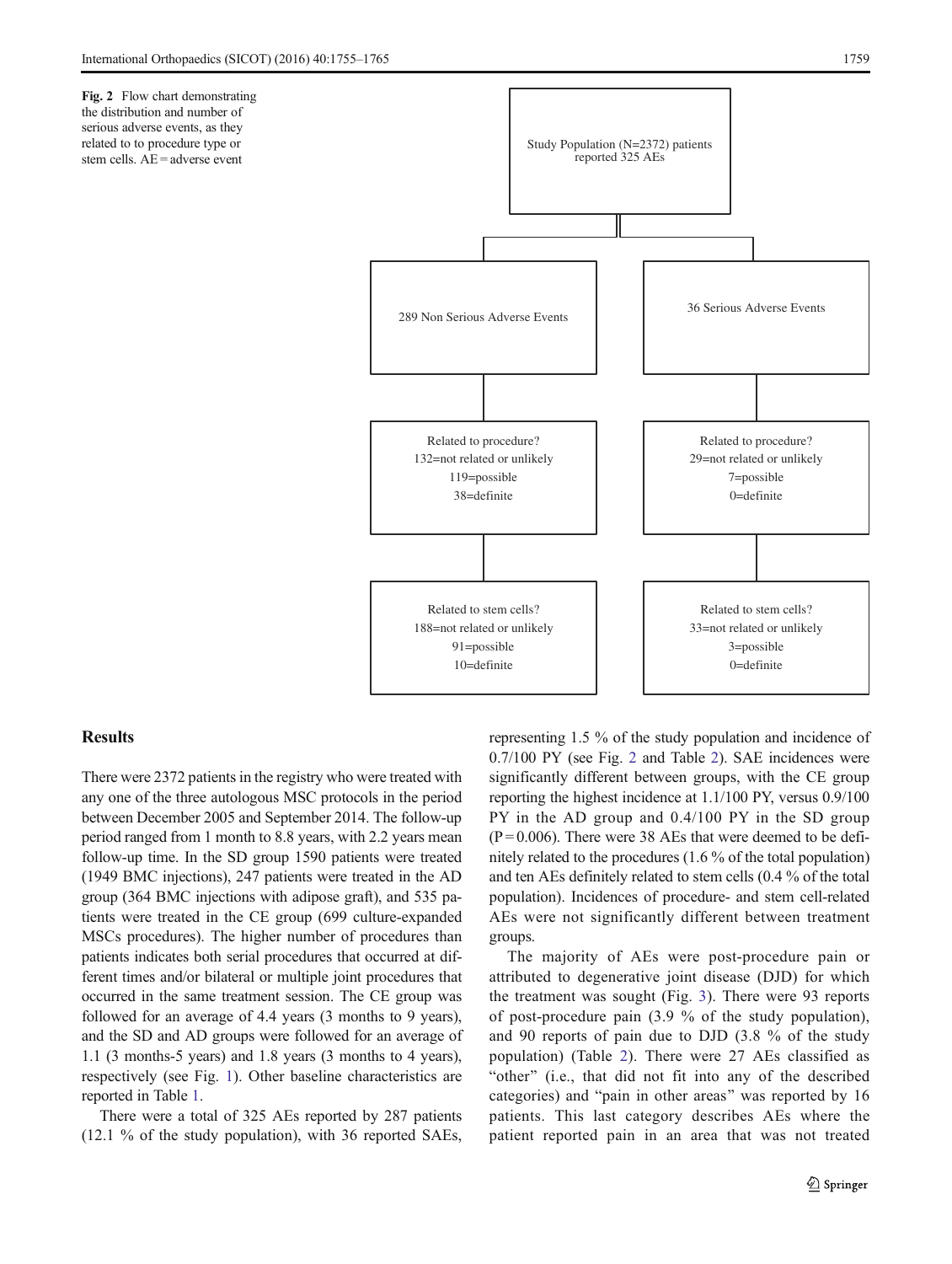Fig. 2 Flow chart demonstrating the distribution and number of serious adverse events, as they related to to procedure type or stem cells. AE = adverse event

Study Population (N=2372) patients reported 325 AEs

| 289 Non Serious Adverse Events | 36 Serious Adverse Events |
| --- | --- |
| Related to procedure?<br>132=not related or unlikely<br>119=possible<br>38=definite | Related to procedure?<br>29=not related or unlikely<br>7=possible<br>0=definite |
| Related to stem cells?<br>188=not related or unlikely<br>91=possible<br>10=definite | Related to stem cells?<br>33=not related or unlikely<br>3=possible<br>0=definite |

## Results

There were 2372 patients in the registry who were treated with any one of the three autologous MSC protocols in the period between December 2005 and September 2014. The follow-up period ranged from 1 month to 8.8 years, with 2.2 years mean follow-up time. In the SD group 1590 patients were treated (1949 BMC injections), 247 patients were treated in the AD group (364 BMC injections with adipose graft), and 535 patients were treated in the CE group (699 culture-expanded MSCs procedures). The higher number of procedures than patients indicates both serial procedures that occurred at different times and/or bilateral or multiple joint procedures that occurred in the same treatment session. The CE group was followed for an average of 4.4 years (3 months to 9 years), and the SD and AD groups were followed for an average of 1.1 (3 months-5 years) and 1.8 years (3 months to 4 years), respectively (see Fig. 1). Other baseline characteristics are reported in Table 1.

There were a total of 325 AEs reported by 287 patients (12.1 % of the study population), with 36 reported SAEs, representing 1.5 % of the study population and incidence of 0.7/100 PY (see Fig. 2 and Table 2). SAE incidences were significantly different between groups, with the CE group reporting the highest incidence at 1.1/100 PY, versus 0.9/100 PY in the AD group and 0.4/100 PY in the SD group ($P = 0.006$). There were 38 AEs that were deemed to be definitely related to the procedures (1.6 % of the total population) and ten AEs definitely related to stem cells (0.4 % of the total population). Incidences of procedure- and stem cell-related AEs were not significantly different between treatment groups.

The majority of AEs were post-procedure pain or attributed to degenerative joint disease (DJD) for which the treatment was sought (Fig. 3). There were 93 reports of post-procedure pain (3.9 % of the study population), and 90 reports of pain due to DJD (3.8 % of the study population) (Table 2). There were 27 AEs classified as "other" (i.e., that did not fit into any of the described categories) and "pain in other areas" was reported by 16 patients. This last category describes AEs where the patient reported pain in an area that was not treated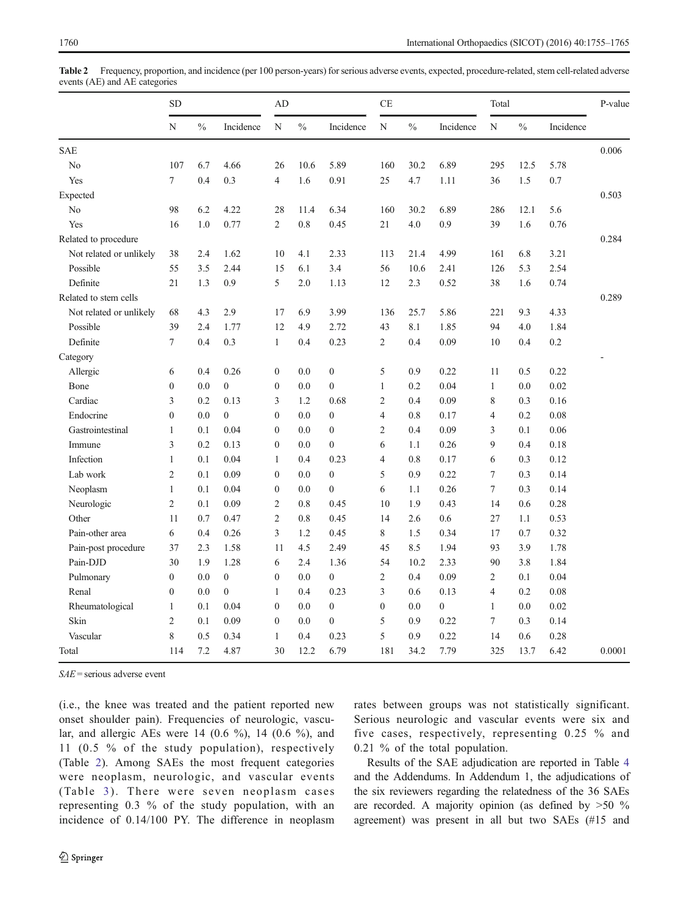**Table 2** Frequency, proportion, and incidence (per 100 person-years) for serious adverse events, expected, procedure-related, stem cell-related adverse events (AE) and AE categories

| | SD | | | AD | | | CE | | | Total | | | P-value |
|---|---|---|---|---|---|---|---|---|---|---|---|---|---|
| | N | % | Incidence | N | % | Incidence | N | % | Incidence | N | % | Incidence | |
| SAE | | | | | | | | | | | | | 0.006 |
| No | 107 | 6.7 | 4.66 | 26 | 10.6 | 5.89 | 160 | 30.2 | 6.89 | 295 | 12.5 | 5.78 | |
| Yes | 7 | 0.4 | 0.3 | 4 | 1.6 | 0.91 | 25 | 4.7 | 1.11 | 36 | 1.5 | 0.7 | |
| Expected | | | | | | | | | | | | | 0.503 |
| No | 98 | 6.2 | 4.22 | 28 | 11.4 | 6.34 | 160 | 30.2 | 6.89 | 286 | 12.1 | 5.6 | |
| Yes | 16 | 1.0 | 0.77 | 2 | 0.8 | 0.45 | 21 | 4.0 | 0.9 | 39 | 1.6 | 0.76 | |
| Related to procedure | | | | | | | | | | | | | 0.284 |
| Not related or unlikely | 38 | 2.4 | 1.62 | 10 | 4.1 | 2.33 | 113 | 21.4 | 4.99 | 161 | 6.8 | 3.21 | |
| Possible | 55 | 3.5 | 2.44 | 15 | 6.1 | 3.4 | 56 | 10.6 | 2.41 | 126 | 5.3 | 2.54 | |
| Definite | 21 | 1.3 | 0.9 | 5 | 2.0 | 1.13 | 12 | 2.3 | 0.52 | 38 | 1.6 | 0.74 | |
| Related to stem cells | | | | | | | | | | | | | 0.289 |
| Not related or unlikely | 68 | 4.3 | 2.9 | 17 | 6.9 | 3.99 | 136 | 25.7 | 5.86 | 221 | 9.3 | 4.33 | |
| Possible | 39 | 2.4 | 1.77 | 12 | 4.9 | 2.72 | 43 | 8.1 | 1.85 | 94 | 4.0 | 1.84 | |
| Definite | 7 | 0.4 | 0.3 | 1 | 0.4 | 0.23 | 2 | 0.4 | 0.09 | 10 | 0.4 | 0.2 | |
| Category | | | | | | | | | | | | | - |
| Allergic | 6 | 0.4 | 0.26 | 0 | 0.0 | 0 | 5 | 0.9 | 0.22 | 11 | 0.5 | 0.22 | |
| Bone | 0 | 0.0 | 0 | 0 | 0.0 | 0 | 1 | 0.2 | 0.04 | 1 | 0.0 | 0.02 | |
| Cardiac | 3 | 0.2 | 0.13 | 3 | 1.2 | 0.68 | 2 | 0.4 | 0.09 | 8 | 0.3 | 0.16 | |
| Endocrine | 0 | 0.0 | 0 | 0 | 0.0 | 0 | 4 | 0.8 | 0.17 | 4 | 0.2 | 0.08 | |
| Gastrointestinal | 1 | 0.1 | 0.04 | 0 | 0.0 | 0 | 2 | 0.4 | 0.09 | 3 | 0.1 | 0.06 | |
| Immune | 3 | 0.2 | 0.13 | 0 | 0.0 | 0 | 6 | 1.1 | 0.26 | 9 | 0.4 | 0.18 | |
| Infection | 1 | 0.1 | 0.04 | 1 | 0.4 | 0.23 | 4 | 0.8 | 0.17 | 6 | 0.3 | 0.12 | |
| Lab work | 2 | 0.1 | 0.09 | 0 | 0.0 | 0 | 5 | 0.9 | 0.22 | 7 | 0.3 | 0.14 | |
| Neoplasm | 1 | 0.1 | 0.04 | 0 | 0.0 | 0 | 6 | 1.1 | 0.26 | 7 | 0.3 | 0.14 | |
| Neurologic | 2 | 0.1 | 0.09 | 2 | 0.8 | 0.45 | 10 | 1.9 | 0.43 | 14 | 0.6 | 0.28 | |
| Other | 11 | 0.7 | 0.47 | 2 | 0.8 | 0.45 | 14 | 2.6 | 0.6 | 27 | 1.1 | 0.53 | |
| Pain-other area | 6 | 0.4 | 0.26 | 3 | 1.2 | 0.45 | 8 | 1.5 | 0.34 | 17 | 0.7 | 0.32 | |
| Pain-post procedure | 37 | 2.3 | 1.58 | 11 | 4.5 | 2.49 | 45 | 8.5 | 1.94 | 93 | 3.9 | 1.78 | |
| Pain-DJD | 30 | 1.9 | 1.28 | 6 | 2.4 | 1.36 | 54 | 10.2 | 2.33 | 90 | 3.8 | 1.84 | |
| Pulmonary | 0 | 0.0 | 0 | 0 | 0.0 | 0 | 2 | 0.4 | 0.09 | 2 | 0.1 | 0.04 | |
| Renal | 0 | 0.0 | 0 | 1 | 0.4 | 0.23 | 3 | 0.6 | 0.13 | 4 | 0.2 | 0.08 | |
| Rheumatological | 1 | 0.1 | 0.04 | 0 | 0.0 | 0 | 0 | 0.0 | 0 | 1 | 0.0 | 0.02 | |
| Skin | 2 | 0.1 | 0.09 | 0 | 0.0 | 0 | 5 | 0.9 | 0.22 | 7 | 0.3 | 0.14 | |
| Vascular | 8 | 0.5 | 0.34 | 1 | 0.4 | 0.23 | 5 | 0.9 | 0.22 | 14 | 0.6 | 0.28 | |
| Total | 114 | 7.2 | 4.87 | 30 | 12.2 | 6.79 | 181 | 34.2 | 7.79 | 325 | 13.7 | 6.42 | 0.0001 |

*SAE* = serious adverse event

(i.e., the knee was treated and the patient reported new onset shoulder pain). Frequencies of neurologic, vascular, and allergic AEs were 14 (0.6 %), 14 (0.6 %), and 11 (0.5 % of the study population), respectively (Table 2). Among SAEs the most frequent categories were neoplasm, neurologic, and vascular events (Table 3). There were seven neoplasm cases representing 0.3 % of the study population, with an incidence of 0.14/100 PY. The difference in neoplasm rates between groups was not statistically significant. Serious neurologic and vascular events were six and five cases, respectively, representing 0.25 % and 0.21 % of the total population.

Results of the SAE adjudication are reported in Table 4 and the Addendums. In Addendum 1, the adjudications of the six reviewers regarding the relatedness of the 36 SAEs are recorded. A majority opinion (as defined by >50 % agreement) was present in all but two SAEs (#15 and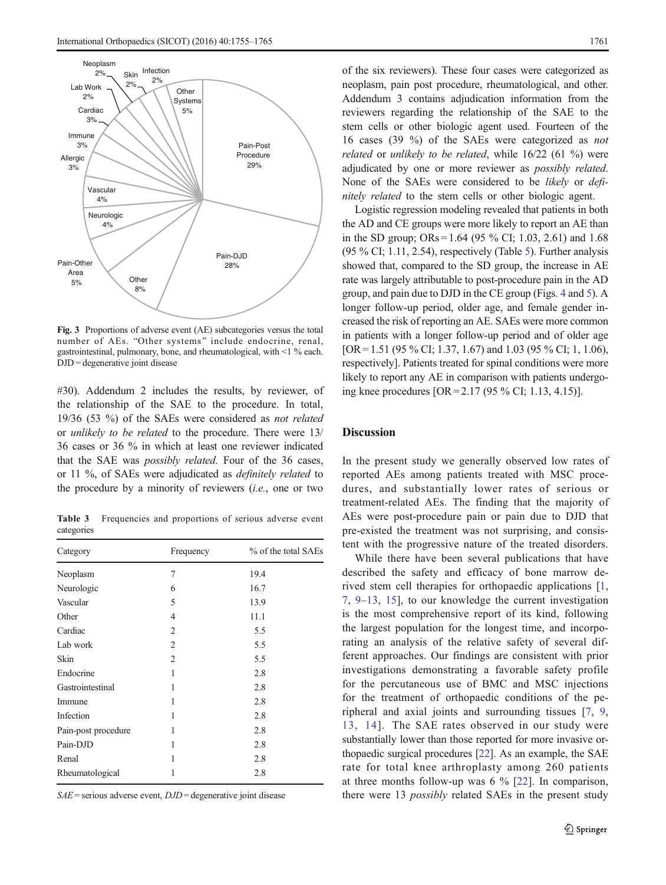Fig. 3 Proportions of adverse event (AE) subcategories versus the total number of AEs. "Other systems" include endocrine, renal, gastrointestinal, pulmonary, bone, and rheumatological, with <1 % each. DJD = degenerative joint disease

#30). Addendum 2 includes the results, by reviewer, of the relationship of the SAE to the procedure. In total, 19/36 (53 %) of the SAEs were considered as *not related* or *unlikely to be related* to the procedure. There were 13/36 cases or 36 % in which at least one reviewer indicated that the SAE was *possibly related*. Four of the 36 cases, or 11 %, of SAEs were adjudicated as *definitely related* to the procedure by a minority of reviewers (*i.e.*, one or two of the six reviewers). These four cases were categorized as neoplasm, pain post procedure, rheumatological, and other. Addendum 3 contains adjudication information from the reviewers regarding the relationship of the SAE to the stem cells or other biologic agent used. Fourteen of the 16 cases (39 %) of the SAEs were categorized as *not related* or *unlikely to be related*, while 16/22 (61 %) were adjudicated by one or more reviewer as *possibly related*. None of the SAEs were considered to be *likely* or *definitely related* to the stem cells or other biologic agent.

**Table 3** Frequencies and proportions of serious adverse event categories

| Category | Frequency | % of the total SAEs |
|---|---|---|
| Neoplasm | 7 | 19.4 |
| Neurologic | 6 | 16.7 |
| Vascular | 5 | 13.9 |
| Other | 4 | 11.1 |
| Cardiac | 2 | 5.5 |
| Lab work | 2 | 5.5 |
| Skin | 2 | 5.5 |
| Endocrine | 1 | 2.8 |
| Gastrointestinal | 1 | 2.8 |
| Immune | 1 | 2.8 |
| Infection | 1 | 2.8 |
| Pain-post procedure | 1 | 2.8 |
| Pain-DJD | 1 | 2.8 |
| Renal | 1 | 2.8 |
| Rheumatological | 1 | 2.8 |

*SAE* = serious adverse event, *DJD* = degenerative joint disease

Logistic regression modeling revealed that patients in both the AD and CE groups were more likely to report an AE than in the SD group; ORs = 1.64 (95 % CI; 1.03, 2.61) and 1.68 (95 % CI; 1.11, 2.54), respectively (Table 5). Further analysis showed that, compared to the SD group, the increase in AE rate was largely attributable to post-procedure pain in the AD group, and pain due to DJD in the CE group (Figs. 4 and 5). A longer follow-up period, older age, and female gender increased the risk of reporting an AE. SAEs were more common in patients with a longer follow-up period and of older age [OR = 1.51 (95 % CI; 1.37, 1.67) and 1.03 (95 % CI; 1, 1.06), respectively]. Patients treated for spinal conditions were more likely to report any AE in comparison with patients undergoing knee procedures [OR = 2.17 (95 % CI; 1.13, 4.15)].

## Discussion

In the present study we generally observed low rates of reported AEs among patients treated with MSC procedures, and substantially lower rates of serious or treatment-related AEs. The finding that the majority of AEs were post-procedure pain or pain due to DJD that pre-existed the treatment was not surprising, and consistent with the progressive nature of the treated disorders.

While there have been several publications that have described the safety and efficacy of bone marrow derived stem cell therapies for orthopaedic applications [1, 7, 9–13, 15], to our knowledge the current investigation is the most comprehensive report of its kind, following the largest population for the longest time, and incorporating an analysis of the relative safety of several different approaches. Our findings are consistent with prior investigations demonstrating a favorable safety profile for the percutaneous use of BMC and MSC injections for the treatment of orthopaedic conditions of the peripheral and axial joints and surrounding tissues [7, 9, 13, 14]. The SAE rates observed in our study were substantially lower than those reported for more invasive orthopaedic surgical procedures [22]. As an example, the SAE rate for total knee arthroplasty among 260 patients at three months follow-up was 6 % [22]. In comparison, there were 13 *possibly* related SAEs in the present study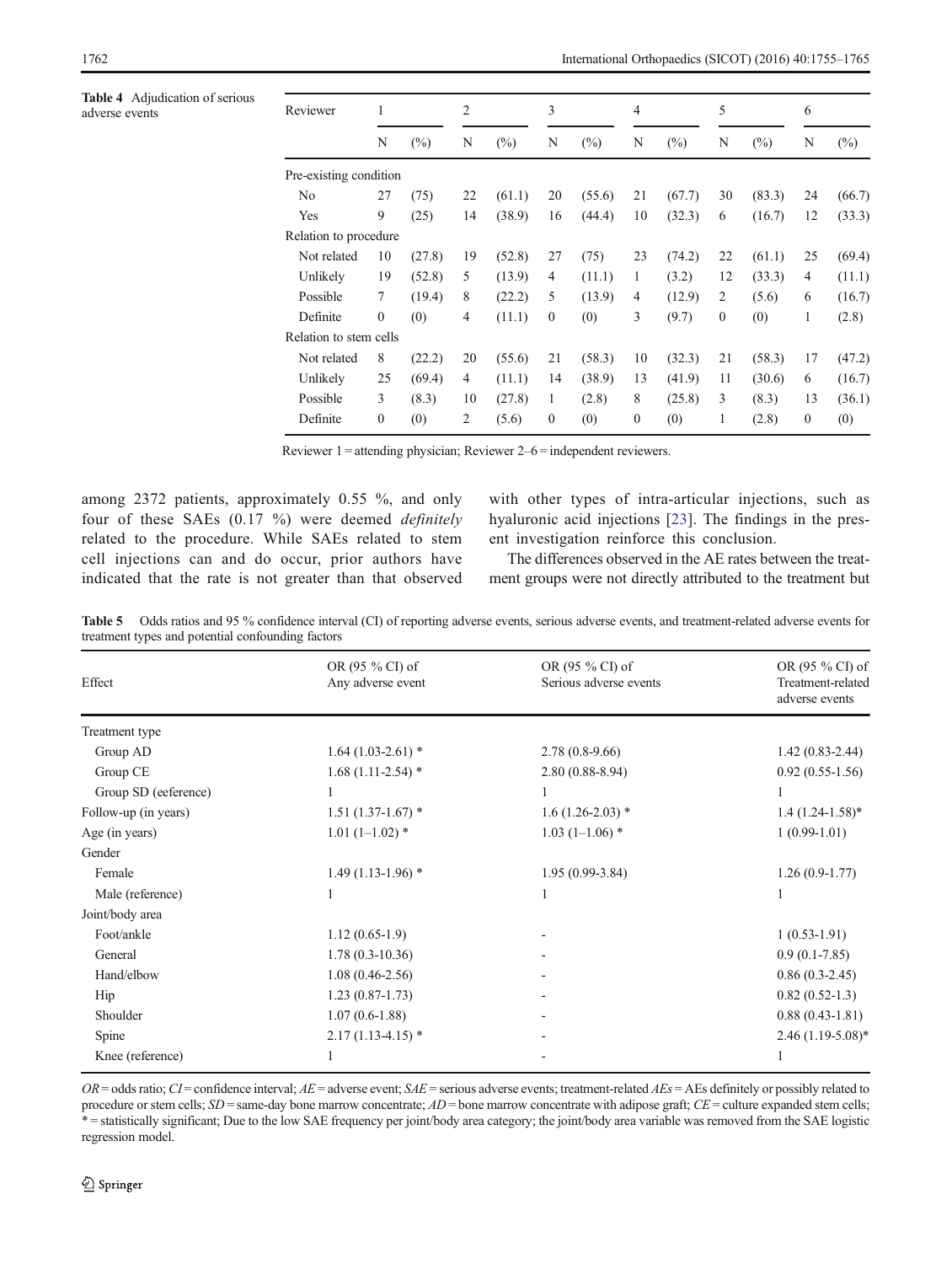**Table 4** Adjudication of serious adverse events

| Reviewer | 1 | | 2 | | 3 | | 4 | | 5 | | 6 | |
|---|---|---|---|---|---|---|---|---|---|---|---|---|
| | N | (%) | N | (%) | N | (%) | N | (%) | N | (%) | N | (%) |
| Pre-existing condition | | | | | | | | | | | | |
| No | 27 | (75) | 22 | (61.1) | 20 | (55.6) | 21 | (67.7) | 30 | (83.3) | 24 | (66.7) |
| Yes | 9 | (25) | 14 | (38.9) | 16 | (44.4) | 10 | (32.3) | 6 | (16.7) | 12 | (33.3) |
| Relation to procedure | | | | | | | | | | | | |
| Not related | 10 | (27.8) | 19 | (52.8) | 27 | (75) | 23 | (74.2) | 22 | (61.1) | 25 | (69.4) |
| Unlikely | 19 | (52.8) | 5 | (13.9) | 4 | (11.1) | 1 | (3.2) | 12 | (33.3) | 4 | (11.1) |
| Possible | 7 | (19.4) | 8 | (22.2) | 5 | (13.9) | 4 | (12.9) | 2 | (5.6) | 6 | (16.7) |
| Definite | 0 | (0) | 4 | (11.1) | 0 | (0) | 3 | (9.7) | 0 | (0) | 1 | (2.8) |
| Relation to stem cells | | | | | | | | | | | | |
| Not related | 8 | (22.2) | 20 | (55.6) | 21 | (58.3) | 10 | (32.3) | 21 | (58.3) | 17 | (47.2) |
| Unlikely | 25 | (69.4) | 4 | (11.1) | 14 | (38.9) | 13 | (41.9) | 11 | (30.6) | 6 | (16.7) |
| Possible | 3 | (8.3) | 10 | (27.8) | 1 | (2.8) | 8 | (25.8) | 3 | (8.3) | 13 | (36.1) |
| Definite | 0 | (0) | 2 | (5.6) | 0 | (0) | 0 | (0) | 1 | (2.8) | 0 | (0) |

Reviewer 1 = attending physician; Reviewer 2–6 = independent reviewers.

among 2372 patients, approximately 0.55 %, and only four of these SAEs (0.17 %) were deemed *definitely* related to the procedure. While SAEs related to stem cell injections can and do occur, prior authors have indicated that the rate is not greater than that observed with other types of intra-articular injections, such as hyaluronic acid injections [23]. The findings in the present investigation reinforce this conclusion.

The differences observed in the AE rates between the treatment groups were not directly attributed to the treatment but

**Table 5** Odds ratios and 95 % confidence interval (CI) of reporting adverse events, serious adverse events, and treatment-related adverse events for treatment types and potential confounding factors

| Effect | OR (95 % CI) of Any adverse event | OR (95 % CI) of Serious adverse events | OR (95 % CI) of Treatment-related adverse events |
|---|---|---|---|
| Treatment type | | | |
| Group AD | 1.64 (1.03-2.61) * | 2.78 (0.8-9.66) | 1.42 (0.83-2.44) |
| Group CE | 1.68 (1.11-2.54) * | 2.80 (0.88-8.94) | 0.92 (0.55-1.56) |
| Group SD (eeference) | 1 | 1 | 1 |
| Follow-up (in years) | 1.51 (1.37-1.67) * | 1.6 (1.26-2.03) * | 1.4 (1.24-1.58)* |
| Age (in years) | 1.01 (1–1.02) * | 1.03 (1–1.06) * | 1 (0.99-1.01) |
| Gender | | | |
| Female | 1.49 (1.13-1.96) * | 1.95 (0.99-3.84) | 1.26 (0.9-1.77) |
| Male (reference) | 1 | 1 | 1 |
| Joint/body area | | | |
| Foot/ankle | 1.12 (0.65-1.9) | - | 1 (0.53-1.91) |
| General | 1.78 (0.3-10.36) | - | 0.9 (0.1-7.85) |
| Hand/elbow | 1.08 (0.46-2.56) | - | 0.86 (0.3-2.45) |
| Hip | 1.23 (0.87-1.73) | - | 0.82 (0.52-1.3) |
| Shoulder | 1.07 (0.6-1.88) | - | 0.88 (0.43-1.81) |
| Spine | 2.17 (1.13-4.15) * | - | 2.46 (1.19-5.08)* |
| Knee (reference) | 1 | - | 1 |

*OR* = odds ratio; *CI* = confidence interval; *AE* = adverse event; *SAE* = serious adverse events; treatment-related *AEs* = AEs definitely or possibly related to procedure or stem cells; *SD* = same-day bone marrow concentrate; *AD* = bone marrow concentrate with adipose graft; *CE* = culture expanded stem cells; * = statistically significant; Due to the low SAE frequency per joint/body area category; the joint/body area variable was removed from the SAE logistic regression model.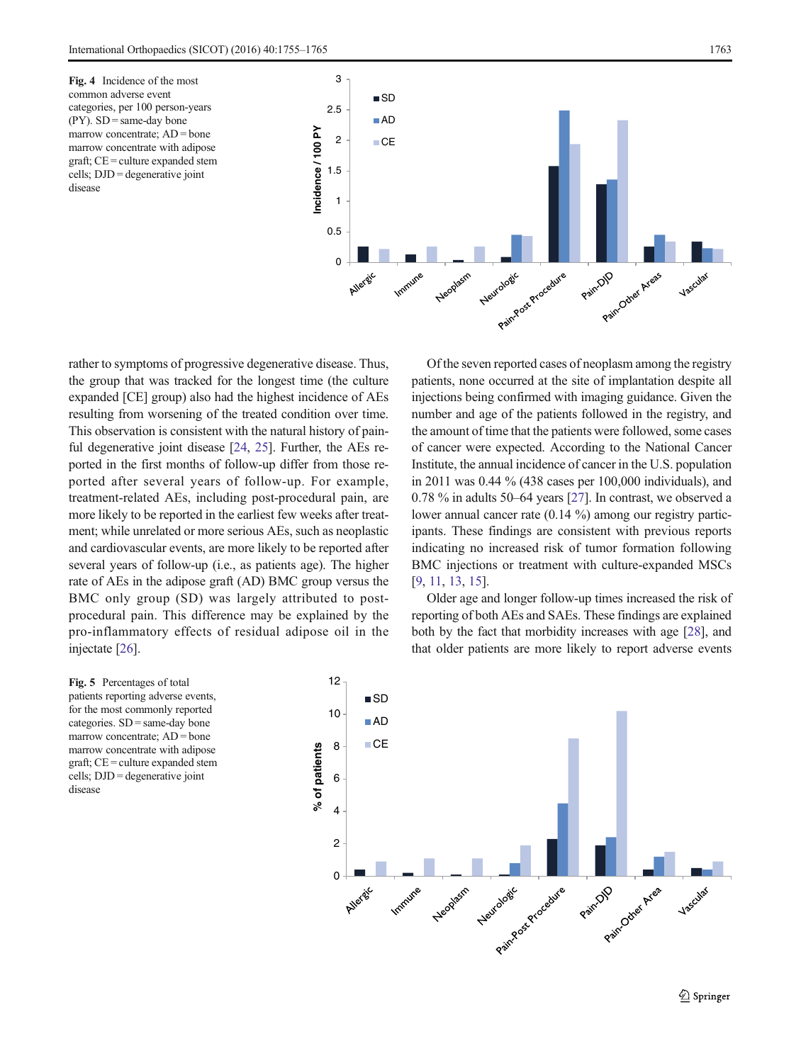Fig. 4 Incidence of the most common adverse event categories, per 100 person-years (PY). SD = same-day bone marrow concentrate; AD = bone marrow concentrate with adipose graft; CE = culture expanded stem cells; DJD = degenerative joint disease

rather to symptoms of progressive degenerative disease. Thus, the group that was tracked for the longest time (the culture expanded [CE] group) also had the highest incidence of AEs resulting from worsening of the treated condition over time. This observation is consistent with the natural history of painful degenerative joint disease [24, 25]. Further, the AEs reported in the first months of follow-up differ from those reported after several years of follow-up. For example, treatment-related AEs, including post-procedural pain, are more likely to be reported in the earliest few weeks after treatment; while unrelated or more serious AEs, such as neoplastic and cardiovascular events, are more likely to be reported after several years of follow-up (i.e., as patients age). The higher rate of AEs in the adipose graft (AD) BMC group versus the BMC only group (SD) was largely attributed to post-procedural pain. This difference may be explained by the pro-inflammatory effects of residual adipose oil in the injectate [26].

Of the seven reported cases of neoplasm among the registry patients, none occurred at the site of implantation despite all injections being confirmed with imaging guidance. Given the number and age of the patients followed in the registry, and the amount of time that the patients were followed, some cases of cancer were expected. According to the National Cancer Institute, the annual incidence of cancer in the U.S. population in 2011 was 0.44 % (438 cases per 100,000 individuals), and 0.78 % in adults 50–64 years [27]. In contrast, we observed a lower annual cancer rate (0.14 %) among our registry participants. These findings are consistent with previous reports indicating no increased risk of tumor formation following BMC injections or treatment with culture-expanded MSCs [9, 11, 13, 15].

Older age and longer follow-up times increased the risk of reporting of both AEs and SAEs. These findings are explained both by the fact that morbidity increases with age [28], and that older patients are more likely to report adverse events

Fig. 5 Percentages of total patients reporting adverse events, for the most commonly reported categories. SD = same-day bone marrow concentrate; AD = bone marrow concentrate with adipose graft; CE = culture expanded stem cells; DJD = degenerative joint disease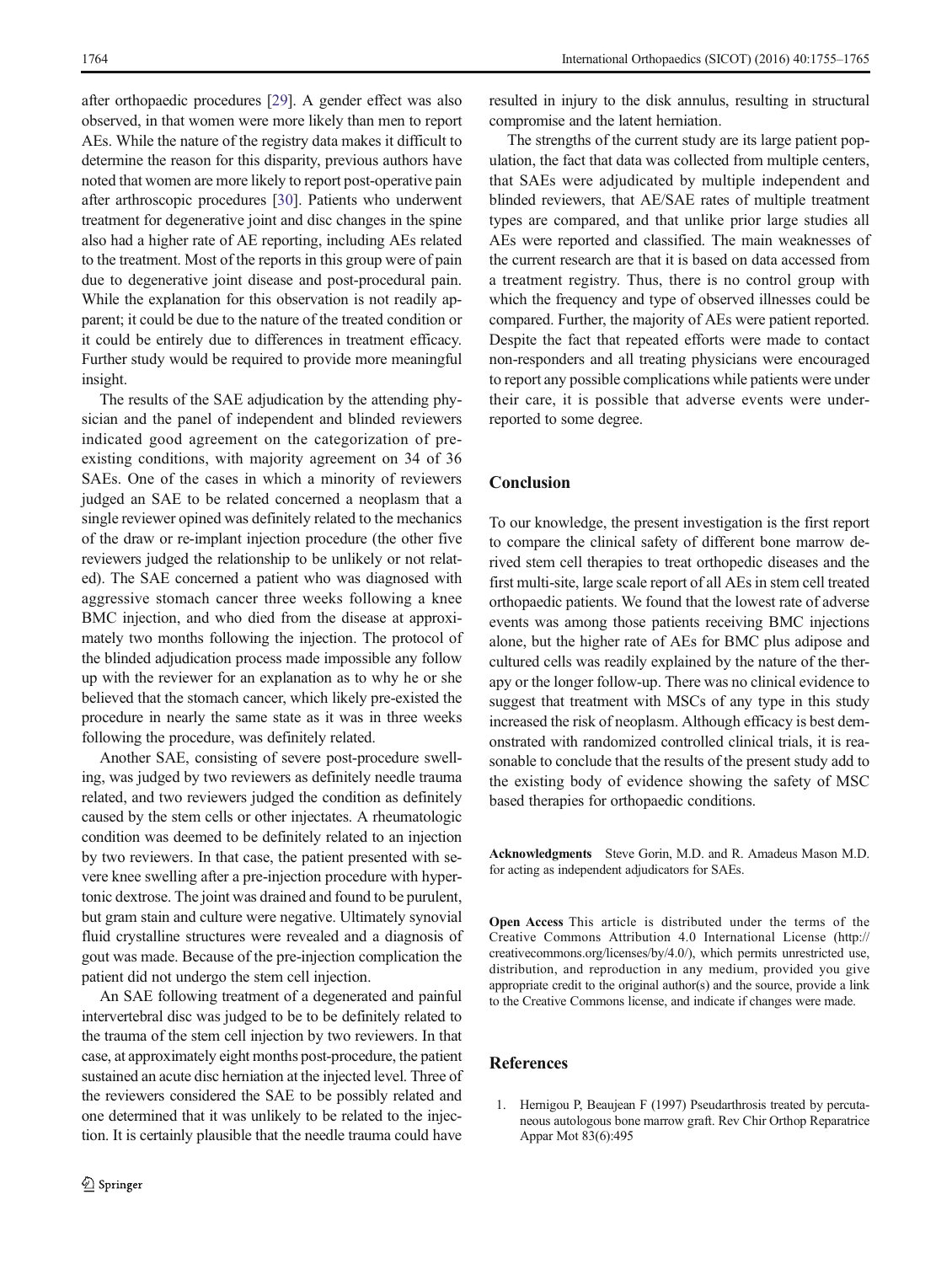after orthopaedic procedures [29]. A gender effect was also observed, in that women were more likely than men to report AEs. While the nature of the registry data makes it difficult to determine the reason for this disparity, previous authors have noted that women are more likely to report post-operative pain after arthroscopic procedures [30]. Patients who underwent treatment for degenerative joint and disc changes in the spine also had a higher rate of AE reporting, including AEs related to the treatment. Most of the reports in this group were of pain due to degenerative joint disease and post-procedural pain. While the explanation for this observation is not readily apparent; it could be due to the nature of the treated condition or it could be entirely due to differences in treatment efficacy. Further study would be required to provide more meaningful insight.

The results of the SAE adjudication by the attending physician and the panel of independent and blinded reviewers indicated good agreement on the categorization of pre-existing conditions, with majority agreement on 34 of 36 SAEs. One of the cases in which a minority of reviewers judged an SAE to be related concerned a neoplasm that a single reviewer opined was definitely related to the mechanics of the draw or re-implant injection procedure (the other five reviewers judged the relationship to be unlikely or not related). The SAE concerned a patient who was diagnosed with aggressive stomach cancer three weeks following a knee BMC injection, and who died from the disease at approximately two months following the injection. The protocol of the blinded adjudication process made impossible any follow up with the reviewer for an explanation as to why he or she believed that the stomach cancer, which likely pre-existed the procedure in nearly the same state as it was in three weeks following the procedure, was definitely related.

Another SAE, consisting of severe post-procedure swelling, was judged by two reviewers as definitely needle trauma related, and two reviewers judged the condition as definitely caused by the stem cells or other injectates. A rheumatologic condition was deemed to be definitely related to an injection by two reviewers. In that case, the patient presented with severe knee swelling after a pre-injection procedure with hypertonic dextrose. The joint was drained and found to be purulent, but gram stain and culture were negative. Ultimately synovial fluid crystalline structures were revealed and a diagnosis of gout was made. Because of the pre-injection complication the patient did not undergo the stem cell injection.

An SAE following treatment of a degenerated and painful intervertebral disc was judged to be to be definitely related to the trauma of the stem cell injection by two reviewers. In that case, at approximately eight months post-procedure, the patient sustained an acute disc herniation at the injected level. Three of the reviewers considered the SAE to be possibly related and one determined that it was unlikely to be related to the injection. It is certainly plausible that the needle trauma could have resulted in injury to the disk annulus, resulting in structural compromise and the latent herniation.

The strengths of the current study are its large patient population, the fact that data was collected from multiple centers, that SAEs were adjudicated by multiple independent and blinded reviewers, that AE/SAE rates of multiple treatment types are compared, and that unlike prior large studies all AEs were reported and classified. The main weaknesses of the current research are that it is based on data accessed from a treatment registry. Thus, there is no control group with which the frequency and type of observed illnesses could be compared. Further, the majority of AEs were patient reported. Despite the fact that repeated efforts were made to contact non-responders and all treating physicians were encouraged to report any possible complications while patients were under their care, it is possible that adverse events were underreported to some degree.

## Conclusion

To our knowledge, the present investigation is the first report to compare the clinical safety of different bone marrow derived stem cell therapies to treat orthopedic diseases and the first multi-site, large scale report of all AEs in stem cell treated orthopaedic patients. We found that the lowest rate of adverse events was among those patients receiving BMC injections alone, but the higher rate of AEs for BMC plus adipose and cultured cells was readily explained by the nature of the therapy or the longer follow-up. There was no clinical evidence to suggest that treatment with MSCs of any type in this study increased the risk of neoplasm. Although efficacy is best demonstrated with randomized controlled clinical trials, it is reasonable to conclude that the results of the present study add to the existing body of evidence showing the safety of MSC based therapies for orthopaedic conditions.

**Acknowledgments** Steve Gorin, M.D. and R. Amadeus Mason M.D. for acting as independent adjudicators for SAEs.

**Open Access** This article is distributed under the terms of the Creative Commons Attribution 4.0 International License (http://creativecommons.org/licenses/by/4.0/), which permits unrestricted use, distribution, and reproduction in any medium, provided you give appropriate credit to the original author(s) and the source, provide a link to the Creative Commons license, and indicate if changes were made.

## References

1. Hernigou P, Beaujean F (1997) Pseudarthrosis treated by percutaneous autologous bone marrow graft. Rev Chir Orthop Reparatrice Appar Mot 83(6):495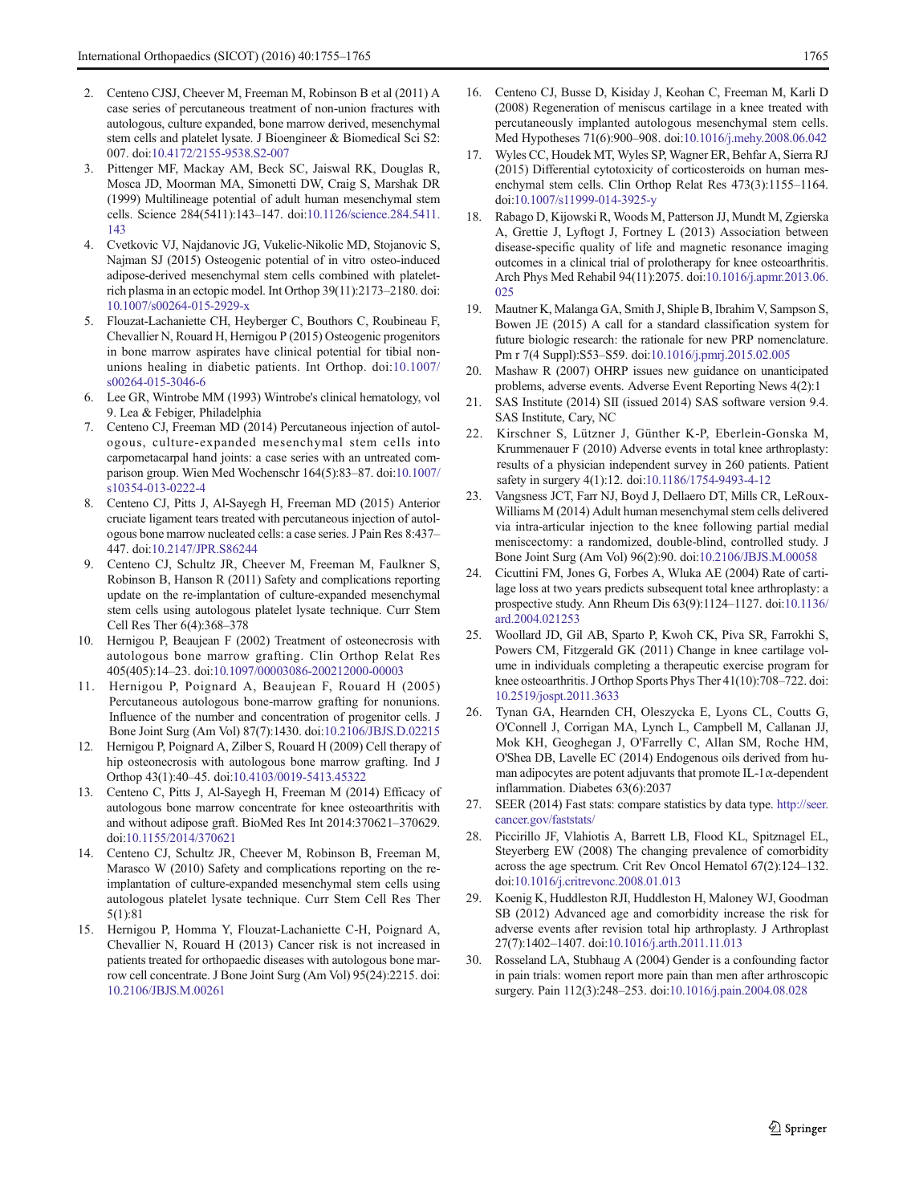2. Centeno CJSJ, Cheever M, Freeman M, Robinson B et al (2011) A case series of percutaneous treatment of non-union fractures with autologous, culture expanded, bone marrow derived, mesenchymal stem cells and platelet lysate. J Bioengineer & Biomedical Sci S2: 007. doi:10.4172/2155-9538.S2-007
3. Pittenger MF, Mackay AM, Beck SC, Jaiswal RK, Douglas R, Mosca JD, Moorman MA, Simonetti DW, Craig S, Marshak DR (1999) Multilineage potential of adult human mesenchymal stem cells. Science 284(5411):143–147. doi:10.1126/science.284.5411.143
4. Cvetkovic VJ, Najdanovic JG, Vukelic-Nikolic MD, Stojanovic S, Najman SJ (2015) Osteogenic potential of in vitro osteo-induced adipose-derived mesenchymal stem cells combined with platelet-rich plasma in an ectopic model. Int Orthop 39(11):2173–2180. doi:10.1007/s00264-015-2929-x
5. Flouzat-Lachaniette CH, Heyberger C, Bouthors C, Roubineau F, Chevallier N, Rouard H, Hernigou P (2015) Osteogenic progenitors in bone marrow aspirates have clinical potential for tibial non-unions healing in diabetic patients. Int Orthop. doi:10.1007/s00264-015-3046-6
6. Lee GR, Wintrobe MM (1993) Wintrobe's clinical hematology, vol 9. Lea & Febiger, Philadelphia
7. Centeno CJ, Freeman MD (2014) Percutaneous injection of autologous, culture-expanded mesenchymal stem cells into carpometacarpal hand joints: a case series with an untreated comparison group. Wien Med Wochenschr 164(5):83–87. doi:10.1007/s10354-013-0222-4
8. Centeno CJ, Pitts J, Al-Sayegh H, Freeman MD (2015) Anterior cruciate ligament tears treated with percutaneous injection of autologous bone marrow nucleated cells: a case series. J Pain Res 8:437–447. doi:10.2147/JPR.S86244
9. Centeno CJ, Schultz JR, Cheever M, Freeman M, Faulkner S, Robinson B, Hanson R (2011) Safety and complications reporting update on the re-implantation of culture-expanded mesenchymal stem cells using autologous platelet lysate technique. Curr Stem Cell Res Ther 6(4):368–378
10. Hernigou P, Beaujean F (2002) Treatment of osteonecrosis with autologous bone marrow grafting. Clin Orthop Relat Res 405(405):14–23. doi:10.1097/00003086-200212000-00003
11. Hernigou P, Poignard A, Beaujean F, Rouard H (2005) Percutaneous autologous bone-marrow grafting for nonunions. Influence of the number and concentration of progenitor cells. J Bone Joint Surg (Am Vol) 87(7):1430. doi:10.2106/JBJS.D.02215
12. Hernigou P, Poignard A, Zilber S, Rouard H (2009) Cell therapy of hip osteonecrosis with autologous bone marrow grafting. Ind J Orthop 43(1):40–45. doi:10.4103/0019-5413.45322
13. Centeno C, Pitts J, Al-Sayegh H, Freeman M (2014) Efficacy of autologous bone marrow concentrate for knee osteoarthritis with and without adipose graft. BioMed Res Int 2014:370621–370629. doi:10.1155/2014/370621
14. Centeno CJ, Schultz JR, Cheever M, Robinson B, Freeman M, Marasco W (2010) Safety and complications reporting on the re-implantation of culture-expanded mesenchymal stem cells using autologous platelet lysate technique. Curr Stem Cell Res Ther 5(1):81
15. Hernigou P, Homma Y, Flouzat-Lachaniette C-H, Poignard A, Chevallier N, Rouard H (2013) Cancer risk is not increased in patients treated for orthopaedic diseases with autologous bone marrow cell concentrate. J Bone Joint Surg (Am Vol) 95(24):2215. doi:10.2106/JBJS.M.00261
16. Centeno CJ, Busse D, Kisiday J, Keohan C, Freeman M, Karli D (2008) Regeneration of meniscus cartilage in a knee treated with percutaneously implanted autologous mesenchymal stem cells. Med Hypotheses 71(6):900–908. doi:10.1016/j.mehy.2008.06.042
17. Wyles CC, Houdek MT, Wyles SP, Wagner ER, Behfar A, Sierra RJ (2015) Differential cytotoxicity of corticosteroids on human mesenchymal stem cells. Clin Orthop Relat Res 473(3):1155–1164. doi:10.1007/s11999-014-3925-y
18. Rabago D, Kijowski R, Woods M, Patterson JJ, Mundt M, Zgierska A, Grettie J, Lyftogt J, Fortney L (2013) Association between disease-specific quality of life and magnetic resonance imaging outcomes in a clinical trial of prolotherapy for knee osteoarthritis. Arch Phys Med Rehabil 94(11):2075. doi:10.1016/j.apmr.2013.06.025
19. Mautner K, Malanga GA, Smith J, Shiple B, Ibrahim V, Sampson S, Bowen JE (2015) A call for a standard classification system for future biologic research: the rationale for new PRP nomenclature. Pm r 7(4 Suppl):S53–S59. doi:10.1016/j.pmrj.2015.02.005
20. Mashaw R (2007) OHRP issues new guidance on unanticipated problems, adverse events. Adverse Event Reporting News 4(2):1
21. SAS Institute (2014) SII (issued 2014) SAS software version 9.4. SAS Institute, Cary, NC
22. Kirschner S, Lützner J, Günther K-P, Eberlein-Gonska M, Krummenauer F (2010) Adverse events in total knee arthroplasty: results of a physician independent survey in 260 patients. Patient safety in surgery 4(1):12. doi:10.1186/1754-9493-4-12
23. Vangsness JCT, Farr NJ, Boyd J, Dellaero DT, Mills CR, LeRoux-Williams M (2014) Adult human mesenchymal stem cells delivered via intra-articular injection to the knee following partial medial meniscectomy: a randomized, double-blind, controlled study. J Bone Joint Surg (Am Vol) 96(2):90. doi:10.2106/JBJS.M.00058
24. Cicuttini FM, Jones G, Forbes A, Wluka AE (2004) Rate of cartilage loss at two years predicts subsequent total knee arthroplasty: a prospective study. Ann Rheum Dis 63(9):1124–1127. doi:10.1136/ard.2004.021253
25. Woollard JD, Gil AB, Sparto P, Kwoh CK, Piva SR, Farrokhi S, Powers CM, Fitzgerald GK (2011) Change in knee cartilage volume in individuals completing a therapeutic exercise program for knee osteoarthritis. J Orthop Sports Phys Ther 41(10):708–722. doi:10.2519/jospt.2011.3633
26. Tynan GA, Hearnden CH, Oleszycka E, Lyons CL, Coutts G, O'Connell J, Corrigan MA, Lynch L, Campbell M, Callanan JJ, Mok KH, Geoghegan J, O'Farrelly C, Allan SM, Roche HM, O'Shea DB, Lavelle EC (2014) Endogenous oils derived from human adipocytes are potent adjuvants that promote IL-1α-dependent inflammation. Diabetes 63(6):2037
27. SEER (2014) Fast stats: compare statistics by data type. http://seer.cancer.gov/faststats/
28. Piccirillo JF, Vlahiotis A, Barrett LB, Flood KL, Spitznagel EL, Steyerberg EW (2008) The changing prevalence of comorbidity across the age spectrum. Crit Rev Oncol Hematol 67(2):124–132. doi:10.1016/j.critrevonc.2008.01.013
29. Koenig K, Huddleston RJI, Huddleston H, Maloney WJ, Goodman SB (2012) Advanced age and comorbidity increase the risk for adverse events after revision total hip arthroplasty. J Arthroplast 27(7):1402–1407. doi:10.1016/j.arth.2011.11.013
30. Rosseland LA, Stubhaug A (2004) Gender is a confounding factor in pain trials: women report more pain than men after arthroscopic surgery. Pain 112(3):248–253. doi:10.1016/j.pain.2004.08.028